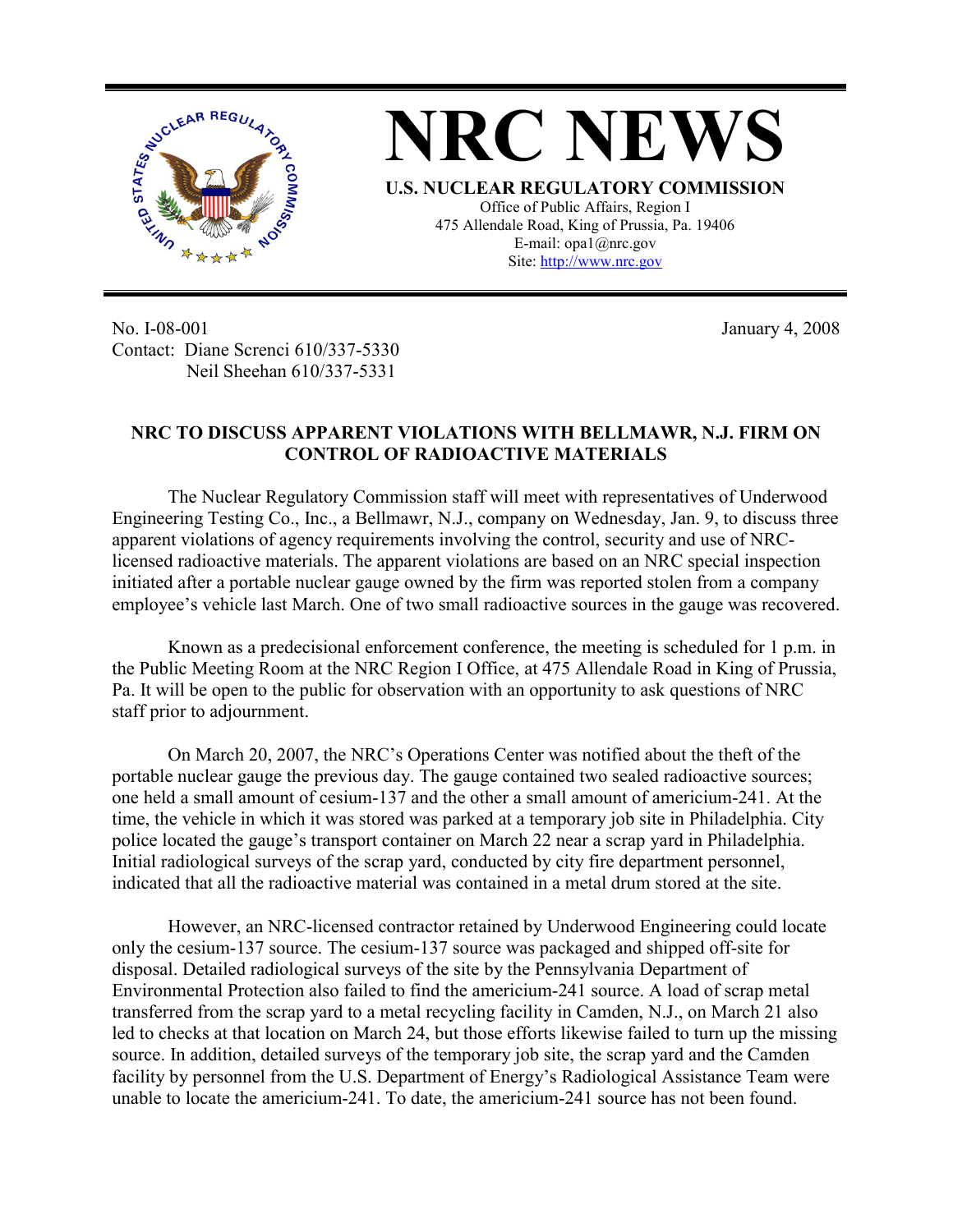# NRC NEWS

**U.S. NUCLEAR REGULATORY COMMISSION**
Office of Public Affairs, Region I
475 Allendale Road, King of Prussia, Pa. 19406
E-mail: opa1@nrc.gov
Site: http://www.nrc.gov

No. I-08-001
Contact: Diane Screnci 610/337-5330
Neil Sheehan 610/337-5331

January 4, 2008

## NRC TO DISCUSS APPARENT VIOLATIONS WITH BELLMAWR, N.J. FIRM ON CONTROL OF RADIOACTIVE MATERIALS

The Nuclear Regulatory Commission staff will meet with representatives of Underwood Engineering Testing Co., Inc., a Bellmawr, N.J., company on Wednesday, Jan. 9, to discuss three apparent violations of agency requirements involving the control, security and use of NRC-licensed radioactive materials. The apparent violations are based on an NRC special inspection initiated after a portable nuclear gauge owned by the firm was reported stolen from a company employee's vehicle last March. One of two small radioactive sources in the gauge was recovered.

Known as a predecisional enforcement conference, the meeting is scheduled for 1 p.m. in the Public Meeting Room at the NRC Region I Office, at 475 Allendale Road in King of Prussia, Pa. It will be open to the public for observation with an opportunity to ask questions of NRC staff prior to adjournment.

On March 20, 2007, the NRC's Operations Center was notified about the theft of the portable nuclear gauge the previous day. The gauge contained two sealed radioactive sources; one held a small amount of cesium-137 and the other a small amount of americium-241. At the time, the vehicle in which it was stored was parked at a temporary job site in Philadelphia. City police located the gauge's transport container on March 22 near a scrap yard in Philadelphia. Initial radiological surveys of the scrap yard, conducted by city fire department personnel, indicated that all the radioactive material was contained in a metal drum stored at the site.

However, an NRC-licensed contractor retained by Underwood Engineering could locate only the cesium-137 source. The cesium-137 source was packaged and shipped off-site for disposal. Detailed radiological surveys of the site by the Pennsylvania Department of Environmental Protection also failed to find the americium-241 source. A load of scrap metal transferred from the scrap yard to a metal recycling facility in Camden, N.J., on March 21 also led to checks at that location on March 24, but those efforts likewise failed to turn up the missing source. In addition, detailed surveys of the temporary job site, the scrap yard and the Camden facility by personnel from the U.S. Department of Energy's Radiological Assistance Team were unable to locate the americium-241. To date, the americium-241 source has not been found.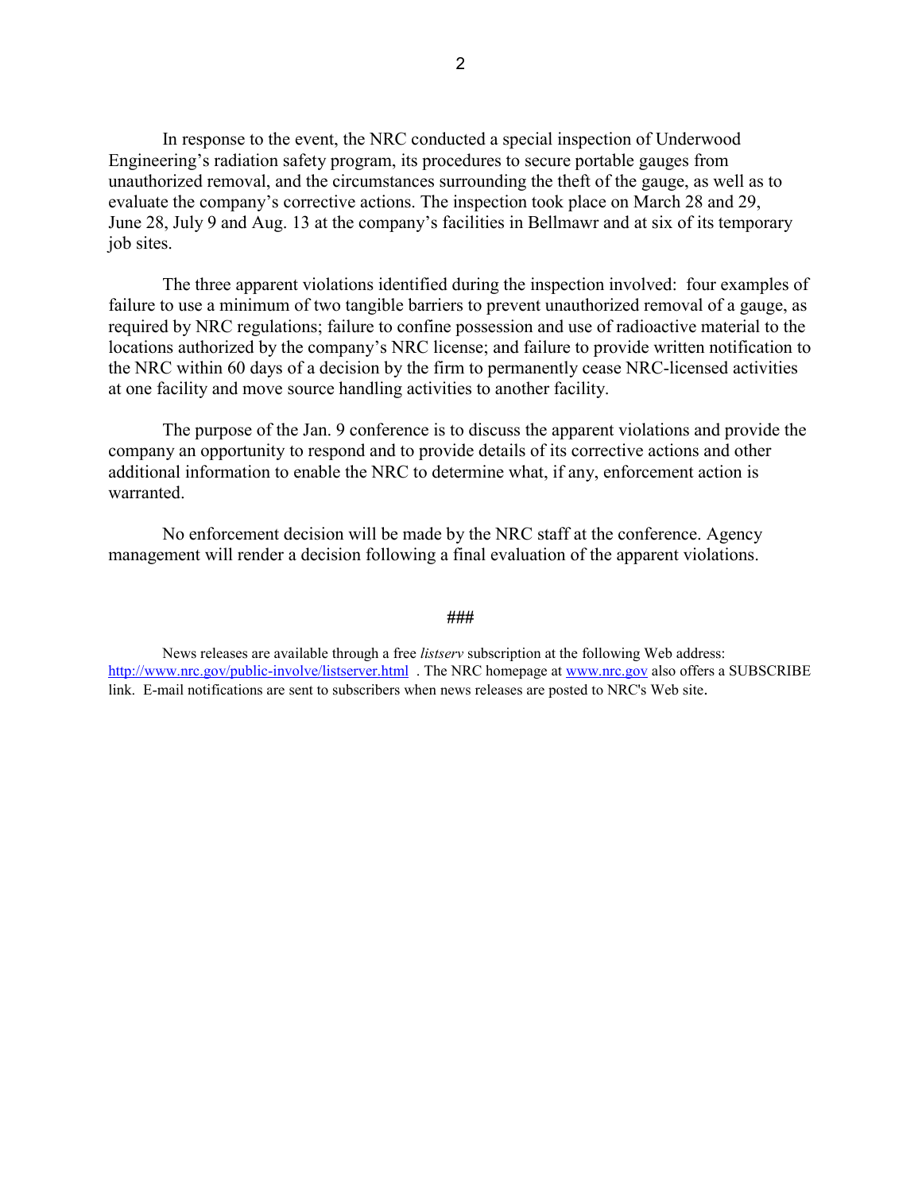In response to the event, the NRC conducted a special inspection of Underwood Engineering's radiation safety program, its procedures to secure portable gauges from unauthorized removal, and the circumstances surrounding the theft of the gauge, as well as to evaluate the company's corrective actions. The inspection took place on March 28 and 29, June 28, July 9 and Aug. 13 at the company's facilities in Bellmawr and at six of its temporary job sites.

The three apparent violations identified during the inspection involved: four examples of failure to use a minimum of two tangible barriers to prevent unauthorized removal of a gauge, as required by NRC regulations; failure to confine possession and use of radioactive material to the locations authorized by the company's NRC license; and failure to provide written notification to the NRC within 60 days of a decision by the firm to permanently cease NRC-licensed activities at one facility and move source handling activities to another facility.

The purpose of the Jan. 9 conference is to discuss the apparent violations and provide the company an opportunity to respond and to provide details of its corrective actions and other additional information to enable the NRC to determine what, if any, enforcement action is warranted.

No enforcement decision will be made by the NRC staff at the conference. Agency management will render a decision following a final evaluation of the apparent violations.

###

News releases are available through a free *listserv* subscription at the following Web address: [http://www.nrc.gov/public-involve/listserver.html](http://www.nrc.gov/public-involve/listserver.html) . The NRC homepage at [www.nrc.gov](http://www.nrc.gov) also offers a SUBSCRIBE link. E-mail notifications are sent to subscribers when news releases are posted to NRC's Web site.